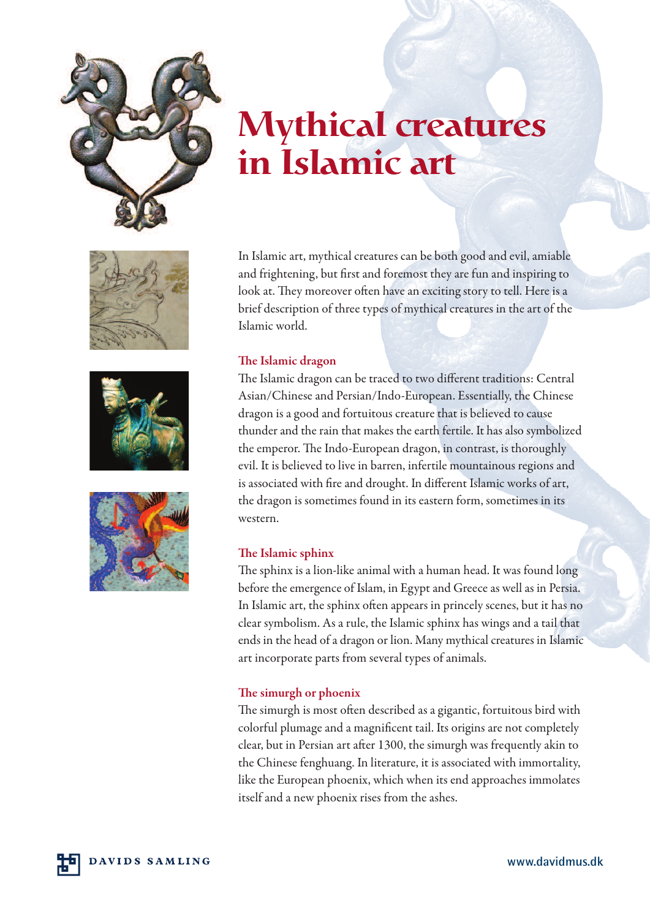# Mythical creatures in Islamic art

In Islamic art, mythical creatures can be both good and evil, amiable and frightening, but first and foremost they are fun and inspiring to look at. They moreover often have an exciting story to tell. Here is a brief description of three types of mythical creatures in the art of the Islamic world.

## The Islamic dragon

The Islamic dragon can be traced to two different traditions: Central Asian/Chinese and Persian/Indo-European. Essentially, the Chinese dragon is a good and fortuitous creature that is believed to cause thunder and the rain that makes the earth fertile. It has also symbolized the emperor. The Indo-European dragon, in contrast, is thoroughly evil. It is believed to live in barren, infertile mountainous regions and is associated with fire and drought. In different Islamic works of art, the dragon is sometimes found in its eastern form, sometimes in its western.

## The Islamic sphinx

The sphinx is a lion-like animal with a human head. It was found long before the emergence of Islam, in Egypt and Greece as well as in Persia. In Islamic art, the sphinx often appears in princely scenes, but it has no clear symbolism. As a rule, the Islamic sphinx has wings and a tail that ends in the head of a dragon or lion. Many mythical creatures in Islamic art incorporate parts from several types of animals.

## The simurgh or phoenix

The simurgh is most often described as a gigantic, fortuitous bird with colorful plumage and a magnificent tail. Its origins are not completely clear, but in Persian art after 1300, the simurgh was frequently akin to the Chinese fenghuang. In literature, it is associated with immortality, like the European phoenix, which when its end approaches immolates itself and a new phoenix rises from the ashes.

DAVIDS SAMLING

www.davidmus.dk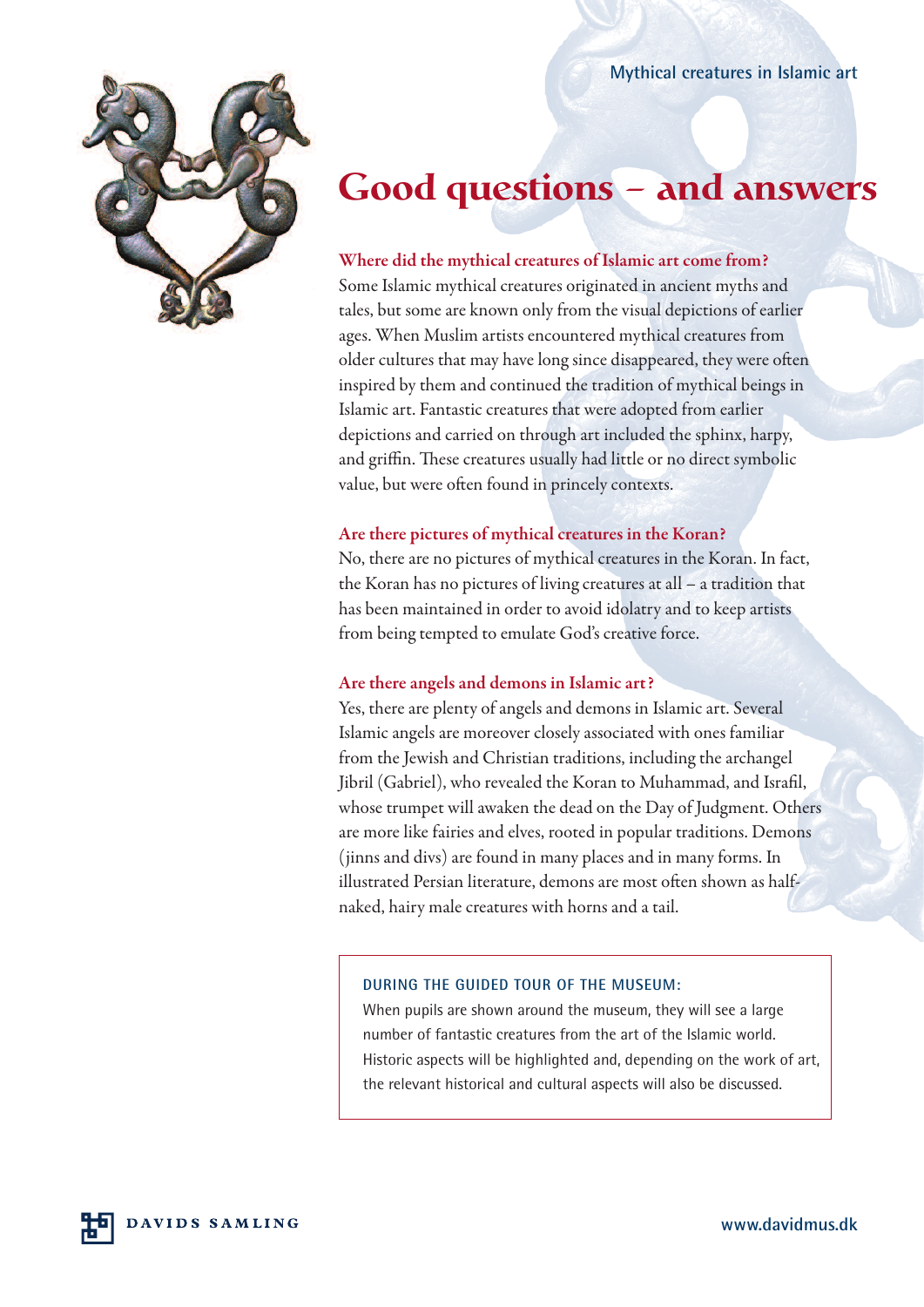# Good questions – and answers

### Where did the mythical creatures of Islamic art come from?

Some Islamic mythical creatures originated in ancient myths and tales, but some are known only from the visual depictions of earlier ages. When Muslim artists encountered mythical creatures from older cultures that may have long since disappeared, they were often inspired by them and continued the tradition of mythical beings in Islamic art. Fantastic creatures that were adopted from earlier depictions and carried on through art included the sphinx, harpy, and griffin. These creatures usually had little or no direct symbolic value, but were often found in princely contexts.

### Are there pictures of mythical creatures in the Koran?

No, there are no pictures of mythical creatures in the Koran. In fact, the Koran has no pictures of living creatures at all – a tradition that has been maintained in order to avoid idolatry and to keep artists from being tempted to emulate God's creative force.

### Are there angels and demons in Islamic art?

Yes, there are plenty of angels and demons in Islamic art. Several Islamic angels are moreover closely associated with ones familiar from the Jewish and Christian traditions, including the archangel Jibril (Gabriel), who revealed the Koran to Muhammad, and Israfil, whose trumpet will awaken the dead on the Day of Judgment. Others are more like fairies and elves, rooted in popular traditions. Demons (jinns and divs) are found in many places and in many forms. In illustrated Persian literature, demons are most often shown as half-naked, hairy male creatures with horns and a tail.

**DURING THE GUIDED TOUR OF THE MUSEUM:**

When pupils are shown around the museum, they will see a large number of fantastic creatures from the art of the Islamic world. Historic aspects will be highlighted and, depending on the work of art, the relevant historical and cultural aspects will also be discussed.